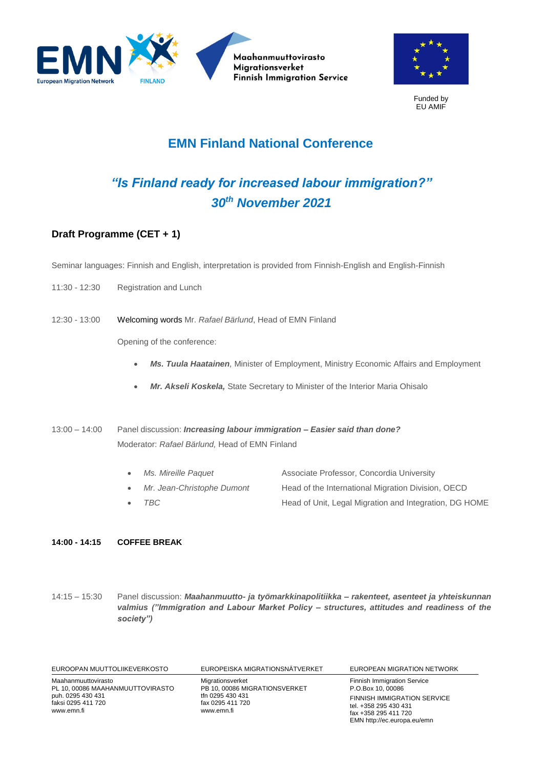Maahanmuuttovirasto
Migrationsverket
Finnish Immigration Service

Funded by
EU AMIF

# EMN Finland National Conference

## *"Is Finland ready for increased labour immigration?"*
## *30th November 2021*

### Draft Programme (CET + 1)

Seminar languages: Finnish and English, interpretation is provided from Finnish-English and English-Finnish

11:30 - 12:30 Registration and Lunch

12:30 - 13:00 Welcoming words Mr. *Rafael Bärlund*, Head of EMN Finland

Opening of the conference:

- ***Ms. Tuula Haatainen**,* Minister of Employment, Ministry Economic Affairs and Employment
- ***Mr. Akseli Koskela,*** State Secretary to Minister of the Interior Maria Ohisalo

13:00 – 14:00 Panel discussion: ***Increasing labour immigration – Easier said than done?***
Moderator: *Rafael Bärlund,* Head of EMN Finland

- *Ms. Mireille Paquet* — Associate Professor, Concordia University
- *Mr. Jean-Christophe Dumont* — Head of the International Migration Division, OECD
- *TBC* — Head of Unit, Legal Migration and Integration, DG HOME

**14:00 - 14:15 COFFEE BREAK**

14:15 – 15:30 Panel discussion: ***Maahanmuutto- ja työmarkkinapolitiikka – rakenteet, asenteet ja yhteiskunnan valmius ("Immigration and Labour Market Policy – structures, attitudes and readiness of the society")***

EUROOPAN MUUTTOLIIKEVERKOSTO
Maahanmuuttovirasto
PL 10, 00086 MAAHANMUUTTOVIRASTO
puh. 0295 430 431
faksi 0295 411 720
www.emn.fi

EUROPEISKA MIGRATIONSNÄTVERKET
Migrationsverket
PB 10, 00086 MIGRATIONSVERKET
tfn 0295 430 431
fax 0295 411 720
www.emn.fi

EUROPEAN MIGRATION NETWORK
Finnish Immigration Service
P.O.Box 10, 00086
FINNISH IMMIGRATION SERVICE
tel. +358 295 430 431
fax +358 295 411 720
EMN http://ec.europa.eu/emn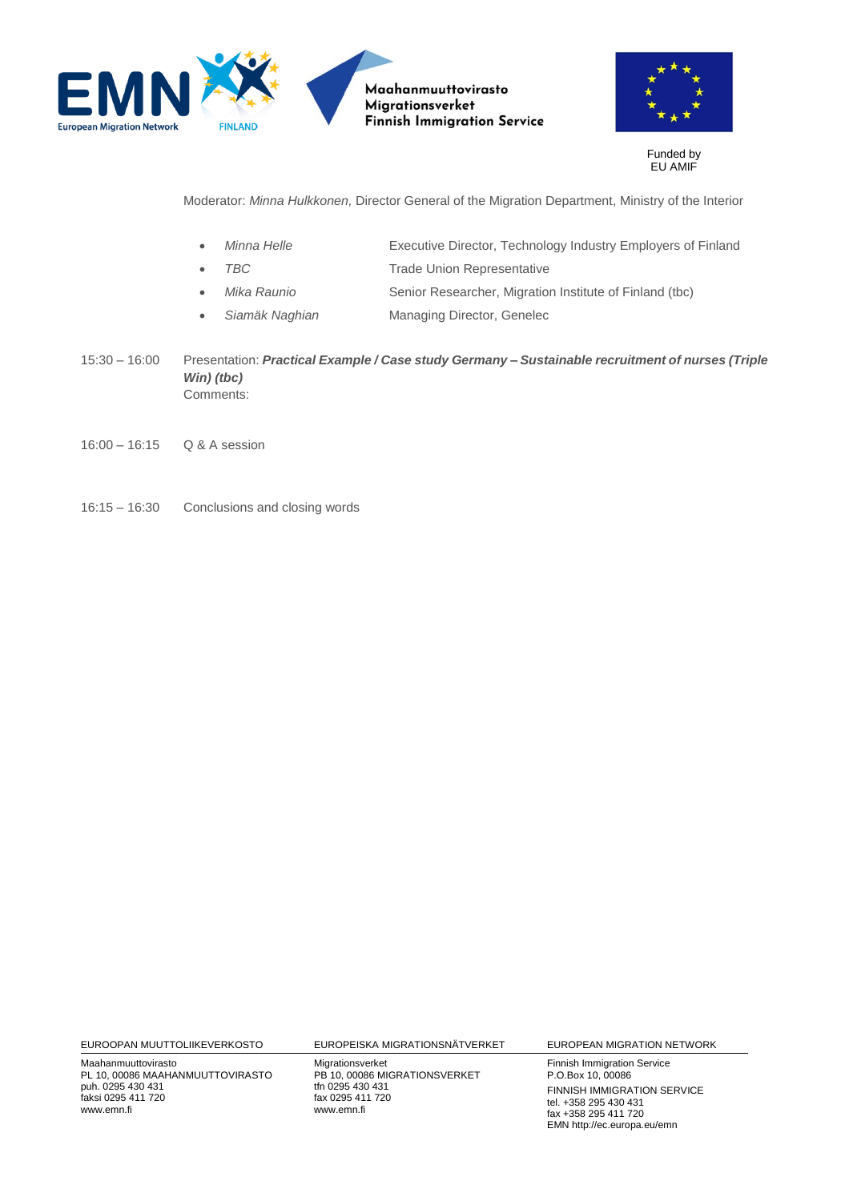Funded by
EU AMIF

Moderator: *Minna Hulkkonen,* Director General of the Migration Department, Ministry of the Interior

- *Minna Helle* — Executive Director, Technology Industry Employers of Finland
- *TBC* — Trade Union Representative
- *Mika Raunio* — Senior Researcher, Migration Institute of Finland (tbc)
- *Siamäk Naghian* — Managing Director, Genelec

| | |
|---|---|
| 15:30 – 16:00 | Presentation: ***Practical Example / Case study Germany – Sustainable recruitment of nurses (Triple Win) (tbc)***<br>Comments: |
| 16:00 – 16:15 | Q & A session |
| 16:15 – 16:30 | Conclusions and closing words |

EUROOPAN MUUTTOLIIKEVERKOSTO

Maahanmuuttovirasto
PL 10, 00086 MAAHANMUUTTOVIRASTO
puh. 0295 430 431
faksi 0295 411 720
www.emn.fi

EUROPEISKA MIGRATIONSNÄTVERKET

Migrationsverket
PB 10, 00086 MIGRATIONSVERKET
tfn 0295 430 431
fax 0295 411 720
www.emn.fi

EUROPEAN MIGRATION NETWORK

Finnish Immigration Service
P.O.Box 10, 00086
FINNISH IMMIGRATION SERVICE
tel. +358 295 430 431
fax +358 295 411 720
EMN http://ec.europa.eu/emn